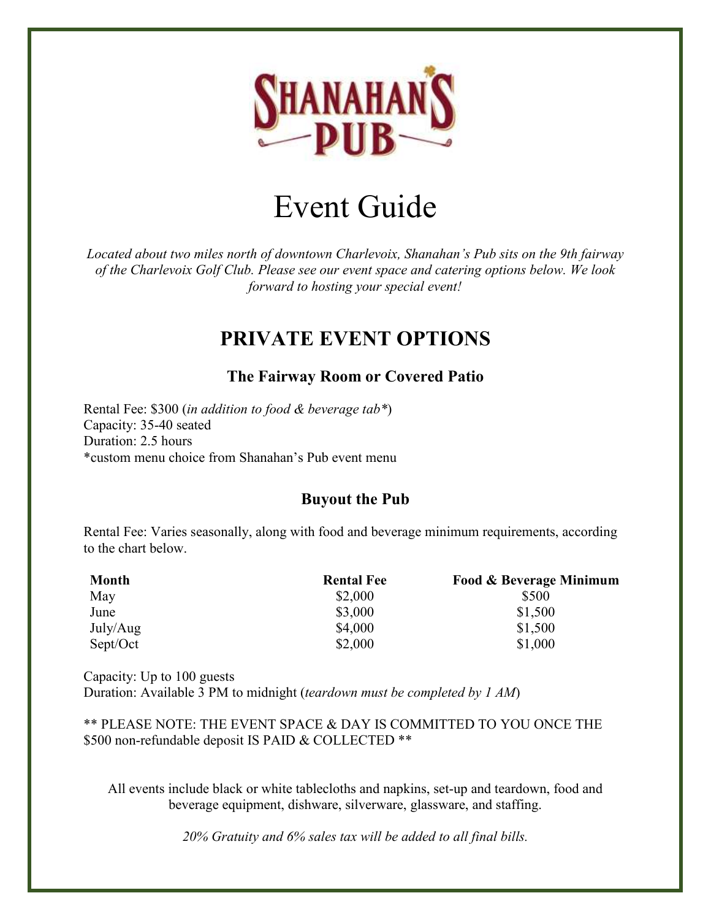# SHANAHAN'S PUB

# Event Guide

*Located about two miles north of downtown Charlevoix, Shanahan's Pub sits on the 9th fairway of the Charlevoix Golf Club. Please see our event space and catering options below. We look forward to hosting your special event!*

## PRIVATE EVENT OPTIONS

### The Fairway Room or Covered Patio

Rental Fee: $300 (*in addition to food & beverage tab**)
Capacity: 35-40 seated
Duration: 2.5 hours
*custom menu choice from Shanahan's Pub event menu

### Buyout the Pub

Rental Fee: Varies seasonally, along with food and beverage minimum requirements, according to the chart below.

| Month | Rental Fee | Food & Beverage Minimum |
|---|---|---|
| May | $2,000 | $500 |
| June | $3,000 | $1,500 |
| July/Aug | $4,000 | $1,500 |
| Sept/Oct | $2,000 | $1,000 |

Capacity: Up to 100 guests
Duration: Available 3 PM to midnight (*teardown must be completed by 1 AM*)

** PLEASE NOTE: THE EVENT SPACE & DAY IS COMMITTED TO YOU ONCE THE $500 non-refundable deposit IS PAID & COLLECTED **

All events include black or white tablecloths and napkins, set-up and teardown, food and beverage equipment, dishware, silverware, glassware, and staffing.

*20% Gratuity and 6% sales tax will be added to all final bills.*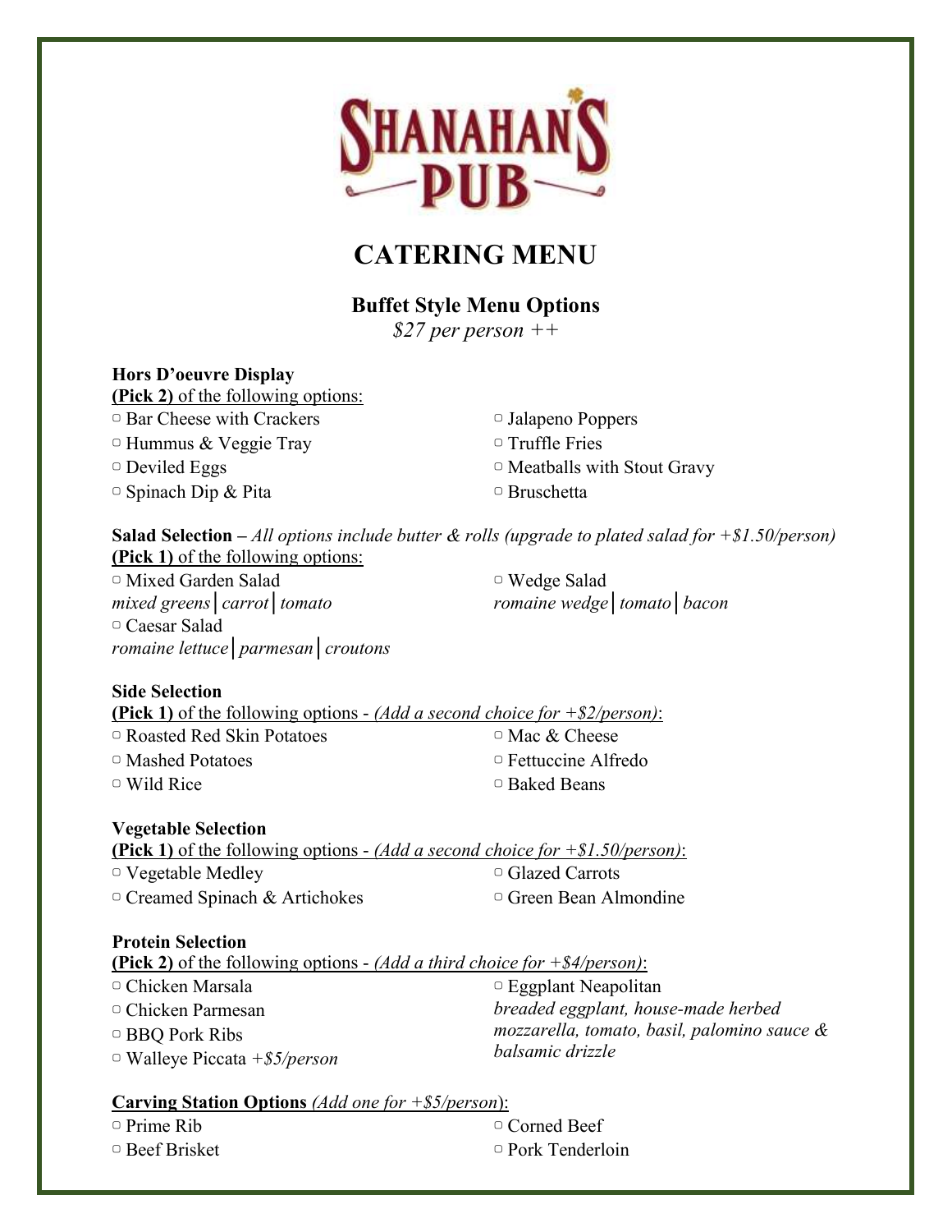# SHANAHAN'S PUB

# CATERING MENU

## Buffet Style Menu Options

*$27 per person ++*

### Hors D'oeuvre Display

**(Pick 2)** of the following options:

- ▢ Bar Cheese with Crackers
- ▢ Hummus & Veggie Tray
- ▢ Deviled Eggs
- ▢ Spinach Dip & Pita
- ▢ Jalapeno Poppers
- ▢ Truffle Fries
- ▢ Meatballs with Stout Gravy
- ▢ Bruschetta

### Salad Selection – *All options include butter & rolls (upgrade to plated salad for +$1.50/person)*

**(Pick 1)** of the following options:

- ▢ Mixed Garden Salad
  *mixed greens│carrot│tomato*
- ▢ Caesar Salad
  *romaine lettuce│parmesan│croutons*
- ▢ Wedge Salad
  *romaine wedge│tomato│bacon*

### Side Selection

**(Pick 1)** of the following options - *(Add a second choice for +$2/person)*:

- ▢ Roasted Red Skin Potatoes
- ▢ Mashed Potatoes
- ▢ Wild Rice
- ▢ Mac & Cheese
- ▢ Fettuccine Alfredo
- ▢ Baked Beans

### Vegetable Selection

**(Pick 1)** of the following options - *(Add a second choice for +$1.50/person)*:

- ▢ Vegetable Medley
- ▢ Creamed Spinach & Artichokes
- ▢ Glazed Carrots
- ▢ Green Bean Almondine

### Protein Selection

**(Pick 2)** of the following options - *(Add a third choice for +$4/person)*:

- ▢ Chicken Marsala
- ▢ Chicken Parmesan
- ▢ BBQ Pork Ribs
- ▢ Walleye Piccata *+$5/person*
- ▢ Eggplant Neapolitan
  *breaded eggplant, house-made herbed mozzarella, tomato, basil, palomino sauce & balsamic drizzle*

### Carving Station Options *(Add one for +$5/person)*:

- ▢ Prime Rib
- ▢ Beef Brisket
- ▢ Corned Beef
- ▢ Pork Tenderloin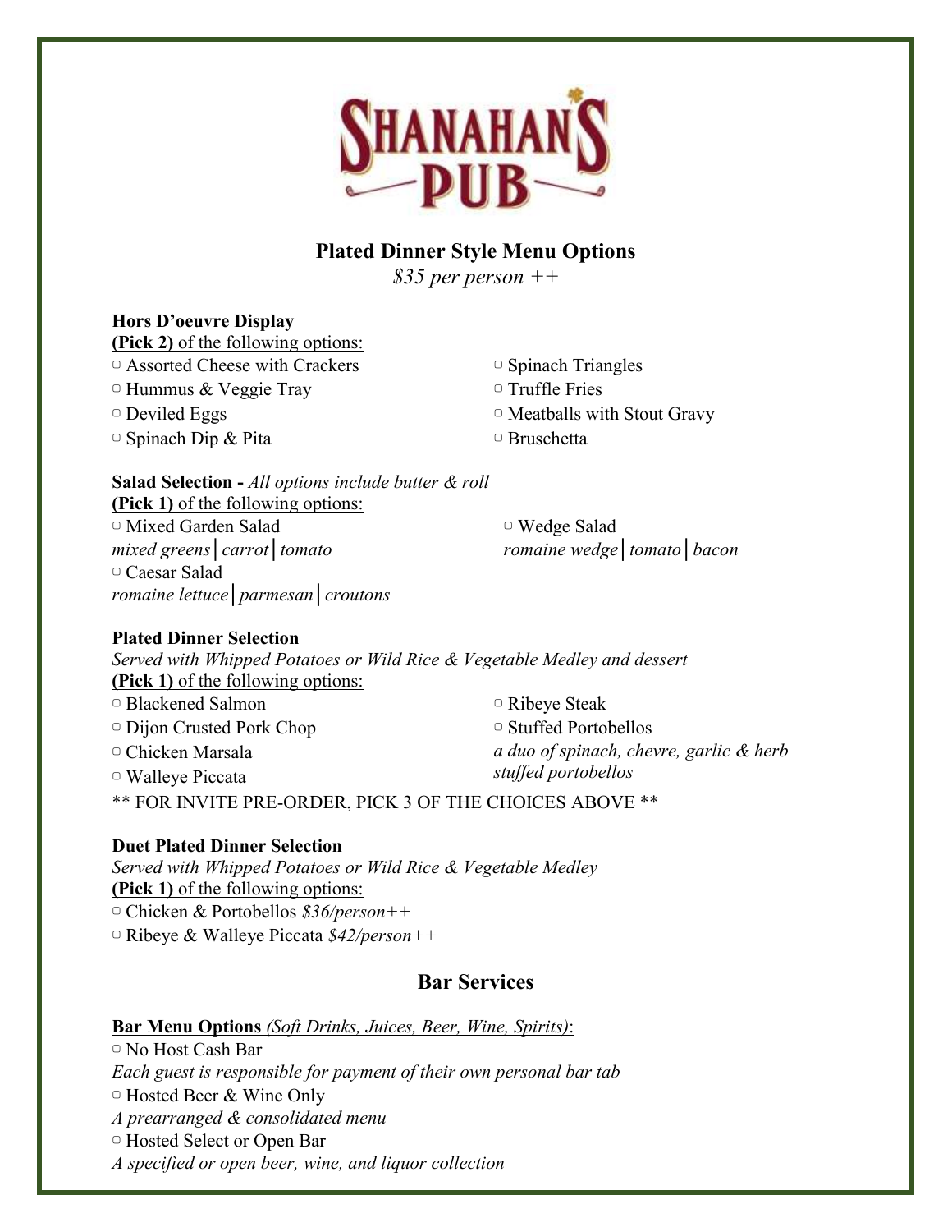# Shanahan's Pub

## Plated Dinner Style Menu Options

*$35 per person ++*

**Hors D'oeuvre Display**
**(Pick 2)** of the following options:

- ▢ Assorted Cheese with Crackers
- ▢ Hummus & Veggie Tray
- ▢ Deviled Eggs
- ▢ Spinach Dip & Pita
- ▢ Spinach Triangles
- ▢ Truffle Fries
- ▢ Meatballs with Stout Gravy
- ▢ Bruschetta

**Salad Selection -** *All options include butter & roll*
**(Pick 1)** of the following options:

- ▢ Mixed Garden Salad
  *mixed greens│carrot│tomato*
- ▢ Caesar Salad
  *romaine lettuce│parmesan│croutons*
- ▢ Wedge Salad
  *romaine wedge│tomato│bacon*

**Plated Dinner Selection**
*Served with Whipped Potatoes or Wild Rice & Vegetable Medley and dessert*
**(Pick 1)** of the following options:

- ▢ Blackened Salmon
- ▢ Dijon Crusted Pork Chop
- ▢ Chicken Marsala
- ▢ Walleye Piccata
- ▢ Ribeye Steak
- ▢ Stuffed Portobellos
  *a duo of spinach, chevre, garlic & herb stuffed portobellos*

** FOR INVITE PRE-ORDER, PICK 3 OF THE CHOICES ABOVE **

**Duet Plated Dinner Selection**
*Served with Whipped Potatoes or Wild Rice & Vegetable Medley*
**(Pick 1)** of the following options:

- ▢ Chicken & Portobellos *$36/person++*
- ▢ Ribeye & Walleye Piccata *$42/person++*

## Bar Services

**Bar Menu Options** *(Soft Drinks, Juices, Beer, Wine, Spirits)*:

- ▢ No Host Cash Bar
  *Each guest is responsible for payment of their own personal bar tab*
- ▢ Hosted Beer & Wine Only
  *A prearranged & consolidated menu*
- ▢ Hosted Select or Open Bar
  *A specified or open beer, wine, and liquor collection*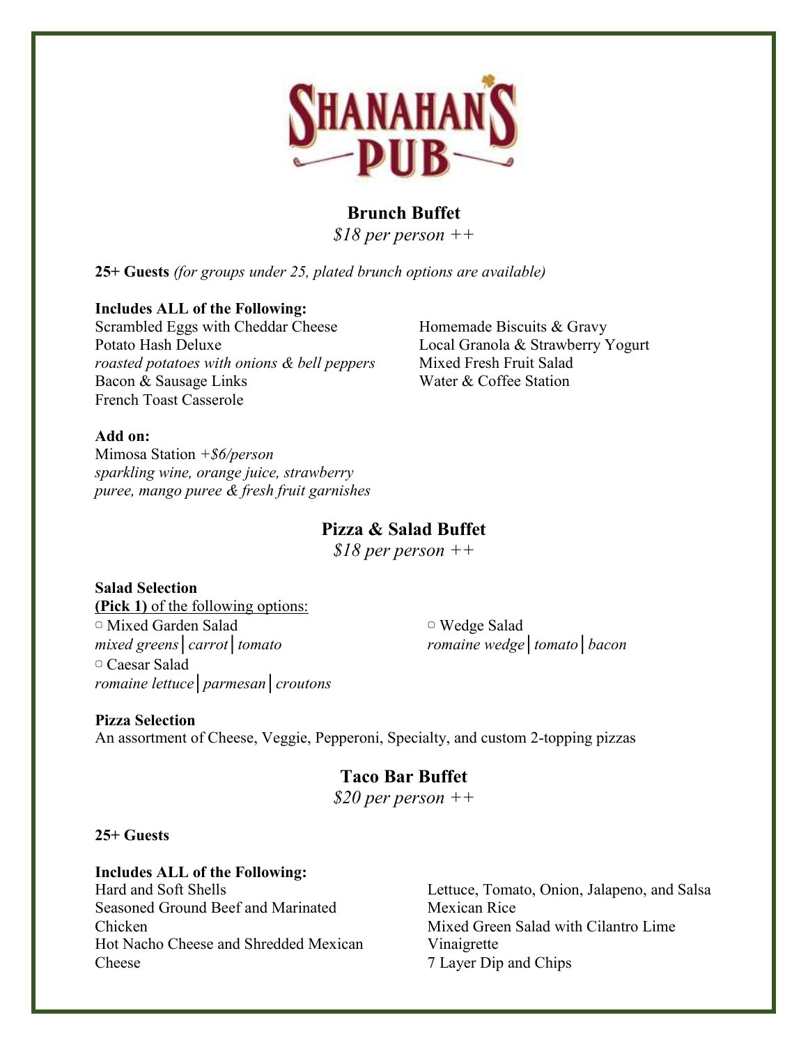# Shanahan's Pub

## Brunch Buffet

*$18 per person ++*

**25+ Guests** *(for groups under 25, plated brunch options are available)*

**Includes ALL of the Following:**

Scrambled Eggs with Cheddar Cheese
Potato Hash Deluxe
*roasted potatoes with onions & bell peppers*
Bacon & Sausage Links
French Toast Casserole
Homemade Biscuits & Gravy
Local Granola & Strawberry Yogurt
Mixed Fresh Fruit Salad
Water & Coffee Station

**Add on:**

Mimosa Station *+$6/person*
*sparkling wine, orange juice, strawberry puree, mango puree & fresh fruit garnishes*

## Pizza & Salad Buffet

*$18 per person ++*

**Salad Selection**
**(Pick 1)** of the following options:

▢ Mixed Garden Salad
*mixed greens│carrot│tomato*
▢ Caesar Salad
*romaine lettuce│parmesan│croutons*
▢ Wedge Salad
*romaine wedge│tomato│bacon*

**Pizza Selection**
An assortment of Cheese, Veggie, Pepperoni, Specialty, and custom 2-topping pizzas

## Taco Bar Buffet

*$20 per person ++*

**25+ Guests**

**Includes ALL of the Following:**

Hard and Soft Shells
Seasoned Ground Beef and Marinated Chicken
Hot Nacho Cheese and Shredded Mexican Cheese
Lettuce, Tomato, Onion, Jalapeno, and Salsa
Mexican Rice
Mixed Green Salad with Cilantro Lime Vinaigrette
7 Layer Dip and Chips